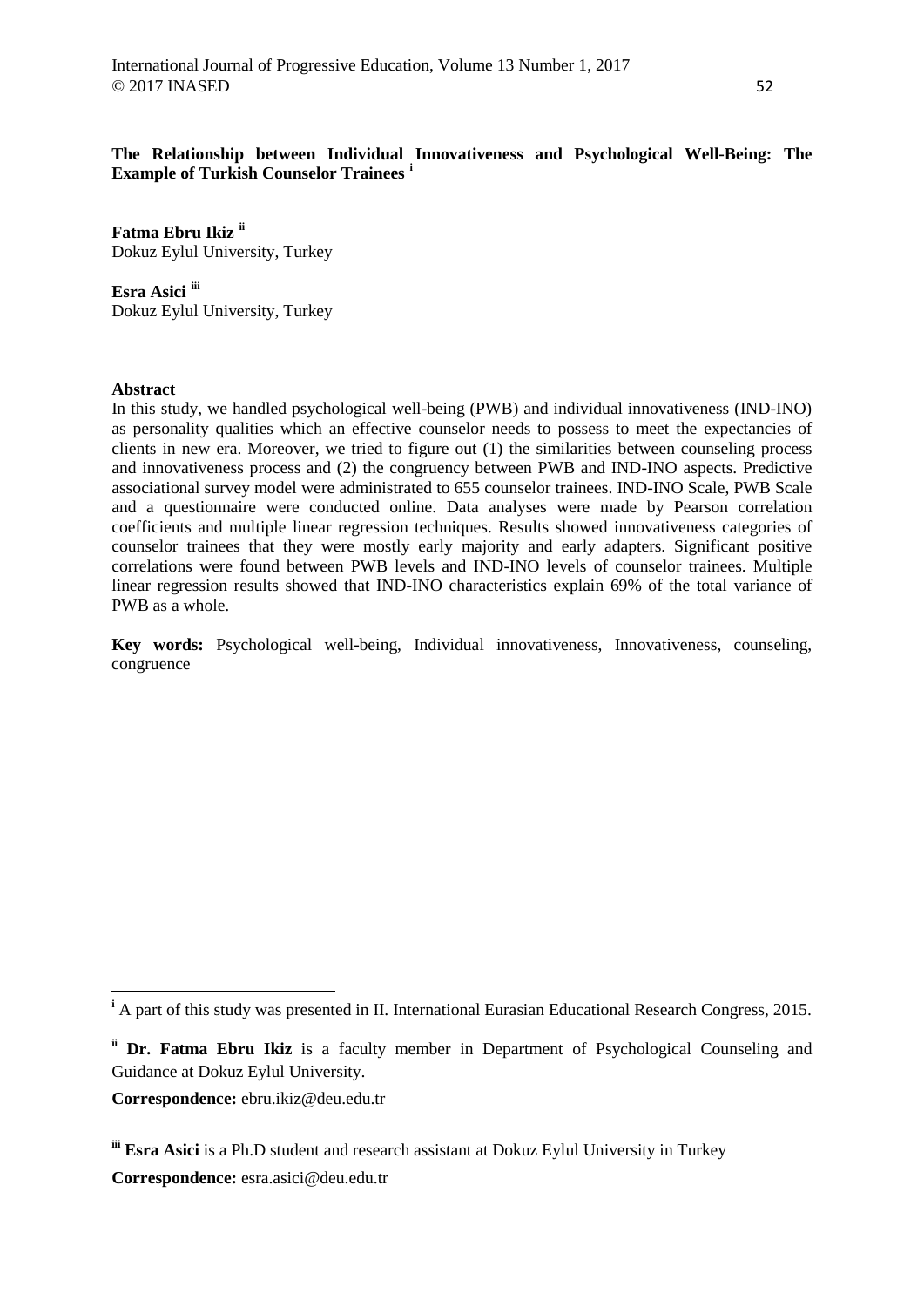# The Relationship between Individual Innovativeness and Psychological Well-Being: The Example of Turkish Counselor Trainees [i]

**Fatma Ebru Ikiz** [ii]
Dokuz Eylul University, Turkey

**Esra Asici** [iii]
Dokuz Eylul University, Turkey

## Abstract

In this study, we handled psychological well-being (PWB) and individual innovativeness (IND-INO) as personality qualities which an effective counselor needs to possess to meet the expectancies of clients in new era. Moreover, we tried to figure out (1) the similarities between counseling process and innovativeness process and (2) the congruency between PWB and IND-INO aspects. Predictive associational survey model were administrated to 655 counselor trainees. IND-INO Scale, PWB Scale and a questionnaire were conducted online. Data analyses were made by Pearson correlation coefficients and multiple linear regression techniques. Results showed innovativeness categories of counselor trainees that they were mostly early majority and early adapters. Significant positive correlations were found between PWB levels and IND-INO levels of counselor trainees. Multiple linear regression results showed that IND-INO characteristics explain 69% of the total variance of PWB as a whole.

**Key words:** Psychological well-being, Individual innovativeness, Innovativeness, counseling, congruence

---

[i] A part of this study was presented in II. International Eurasian Educational Research Congress, 2015.

[ii] **Dr. Fatma Ebru Ikiz** is a faculty member in Department of Psychological Counseling and Guidance at Dokuz Eylul University.

**Correspondence:** ebru.ikiz@deu.edu.tr

[iii] **Esra Asici** is a Ph.D student and research assistant at Dokuz Eylul University in Turkey

**Correspondence:** esra.asici@deu.edu.tr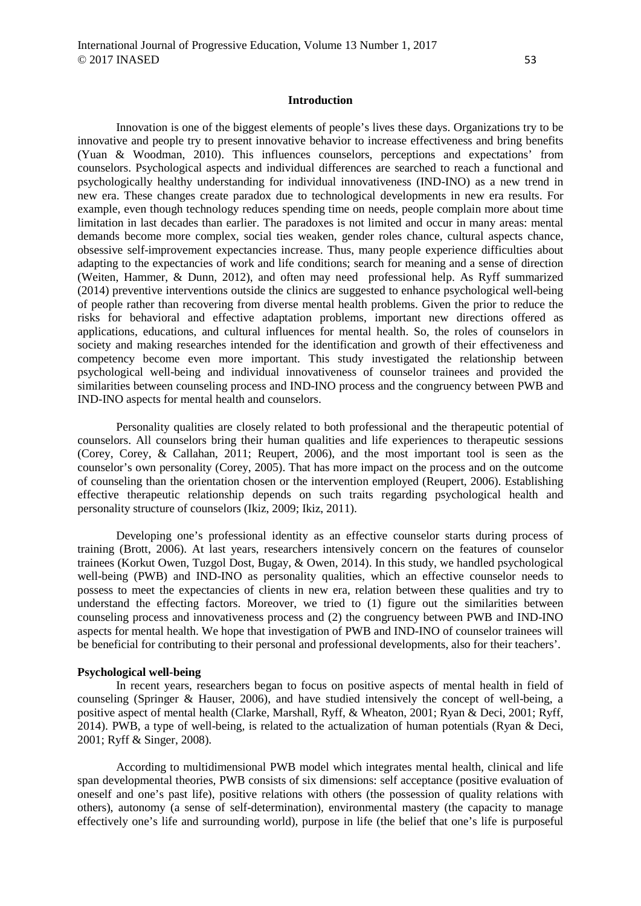## Introduction

Innovation is one of the biggest elements of people's lives these days. Organizations try to be innovative and people try to present innovative behavior to increase effectiveness and bring benefits (Yuan & Woodman, 2010). This influences counselors, perceptions and expectations' from counselors. Psychological aspects and individual differences are searched to reach a functional and psychologically healthy understanding for individual innovativeness (IND-INO) as a new trend in new era. These changes create paradox due to technological developments in new era results. For example, even though technology reduces spending time on needs, people complain more about time limitation in last decades than earlier. The paradoxes is not limited and occur in many areas: mental demands become more complex, social ties weaken, gender roles chance, cultural aspects chance, obsessive self-improvement expectancies increase. Thus, many people experience difficulties about adapting to the expectancies of work and life conditions; search for meaning and a sense of direction (Weiten, Hammer, & Dunn, 2012), and often may need professional help. As Ryff summarized (2014) preventive interventions outside the clinics are suggested to enhance psychological well-being of people rather than recovering from diverse mental health problems. Given the prior to reduce the risks for behavioral and effective adaptation problems, important new directions offered as applications, educations, and cultural influences for mental health. So, the roles of counselors in society and making researches intended for the identification and growth of their effectiveness and competency become even more important. This study investigated the relationship between psychological well-being and individual innovativeness of counselor trainees and provided the similarities between counseling process and IND-INO process and the congruency between PWB and IND-INO aspects for mental health and counselors.

Personality qualities are closely related to both professional and the therapeutic potential of counselors. All counselors bring their human qualities and life experiences to therapeutic sessions (Corey, Corey, & Callahan, 2011; Reupert, 2006), and the most important tool is seen as the counselor's own personality (Corey, 2005). That has more impact on the process and on the outcome of counseling than the orientation chosen or the intervention employed (Reupert, 2006). Establishing effective therapeutic relationship depends on such traits regarding psychological health and personality structure of counselors (Ikiz, 2009; Ikiz, 2011).

Developing one's professional identity as an effective counselor starts during process of training (Brott, 2006). At last years, researchers intensively concern on the features of counselor trainees (Korkut Owen, Tuzgol Dost, Bugay, & Owen, 2014). In this study, we handled psychological well-being (PWB) and IND-INO as personality qualities, which an effective counselor needs to possess to meet the expectancies of clients in new era, relation between these qualities and try to understand the effecting factors. Moreover, we tried to (1) figure out the similarities between counseling process and innovativeness process and (2) the congruency between PWB and IND-INO aspects for mental health. We hope that investigation of PWB and IND-INO of counselor trainees will be beneficial for contributing to their personal and professional developments, also for their teachers'.

### Psychological well-being

In recent years, researchers began to focus on positive aspects of mental health in field of counseling (Springer & Hauser, 2006), and have studied intensively the concept of well-being, a positive aspect of mental health (Clarke, Marshall, Ryff, & Wheaton, 2001; Ryan & Deci, 2001; Ryff, 2014). PWB, a type of well-being, is related to the actualization of human potentials (Ryan & Deci, 2001; Ryff & Singer, 2008).

According to multidimensional PWB model which integrates mental health, clinical and life span developmental theories, PWB consists of six dimensions: self acceptance (positive evaluation of oneself and one's past life), positive relations with others (the possession of quality relations with others), autonomy (a sense of self-determination), environmental mastery (the capacity to manage effectively one's life and surrounding world), purpose in life (the belief that one's life is purposeful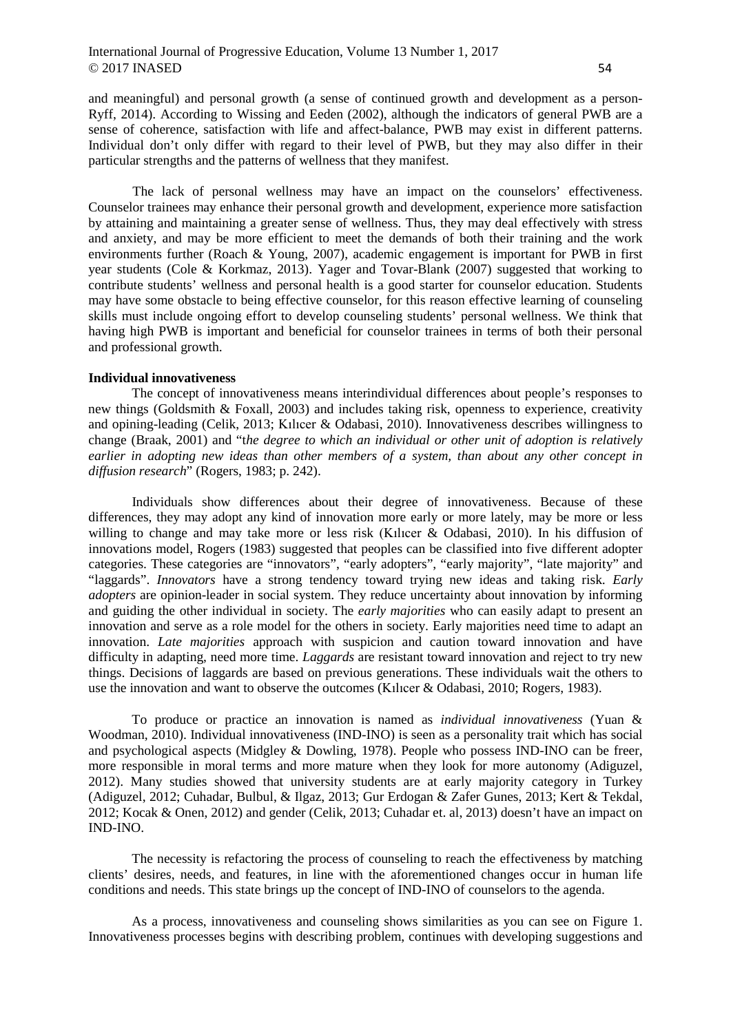and meaningful) and personal growth (a sense of continued growth and development as a person-Ryff, 2014). According to Wissing and Eeden (2002), although the indicators of general PWB are a sense of coherence, satisfaction with life and affect-balance, PWB may exist in different patterns. Individual don't only differ with regard to their level of PWB, but they may also differ in their particular strengths and the patterns of wellness that they manifest.

The lack of personal wellness may have an impact on the counselors' effectiveness. Counselor trainees may enhance their personal growth and development, experience more satisfaction by attaining and maintaining a greater sense of wellness. Thus, they may deal effectively with stress and anxiety, and may be more efficient to meet the demands of both their training and the work environments further (Roach & Young, 2007), academic engagement is important for PWB in first year students (Cole & Korkmaz, 2013). Yager and Tovar-Blank (2007) suggested that working to contribute students' wellness and personal health is a good starter for counselor education. Students may have some obstacle to being effective counselor, for this reason effective learning of counseling skills must include ongoing effort to develop counseling students' personal wellness. We think that having high PWB is important and beneficial for counselor trainees in terms of both their personal and professional growth.

**Individual innovativeness**

The concept of innovativeness means interindividual differences about people's responses to new things (Goldsmith & Foxall, 2003) and includes taking risk, openness to experience, creativity and opining-leading (Celik, 2013; Kılıcer & Odabasi, 2010). Innovativeness describes willingness to change (Braak, 2001) and "t*he degree to which an individual or other unit of adoption is relatively earlier in adopting new ideas than other members of a system, than about any other concept in diffusion research*" (Rogers, 1983; p. 242).

Individuals show differences about their degree of innovativeness. Because of these differences, they may adopt any kind of innovation more early or more lately, may be more or less willing to change and may take more or less risk (Kılıcer & Odabasi, 2010). In his diffusion of innovations model, Rogers (1983) suggested that peoples can be classified into five different adopter categories. These categories are "innovators", "early adopters", "early majority", "late majority" and "laggards". *Innovators* have a strong tendency toward trying new ideas and taking risk. *Early adopters* are opinion-leader in social system. They reduce uncertainty about innovation by informing and guiding the other individual in society. The *early majorities* who can easily adapt to present an innovation and serve as a role model for the others in society. Early majorities need time to adapt an innovation. *Late majorities* approach with suspicion and caution toward innovation and have difficulty in adapting, need more time. *Laggards* are resistant toward innovation and reject to try new things. Decisions of laggards are based on previous generations. These individuals wait the others to use the innovation and want to observe the outcomes (Kılıcer & Odabasi, 2010; Rogers, 1983).

To produce or practice an innovation is named as *individual innovativeness* (Yuan & Woodman, 2010). Individual innovativeness (IND-INO) is seen as a personality trait which has social and psychological aspects (Midgley & Dowling, 1978). People who possess IND-INO can be freer, more responsible in moral terms and more mature when they look for more autonomy (Adiguzel, 2012). Many studies showed that university students are at early majority category in Turkey (Adiguzel, 2012; Cuhadar, Bulbul, & Ilgaz, 2013; Gur Erdogan & Zafer Gunes, 2013; Kert & Tekdal, 2012; Kocak & Onen, 2012) and gender (Celik, 2013; Cuhadar et. al, 2013) doesn't have an impact on IND-INO.

The necessity is refactoring the process of counseling to reach the effectiveness by matching clients' desires, needs, and features, in line with the aforementioned changes occur in human life conditions and needs. This state brings up the concept of IND-INO of counselors to the agenda.

As a process, innovativeness and counseling shows similarities as you can see on Figure 1. Innovativeness processes begins with describing problem, continues with developing suggestions and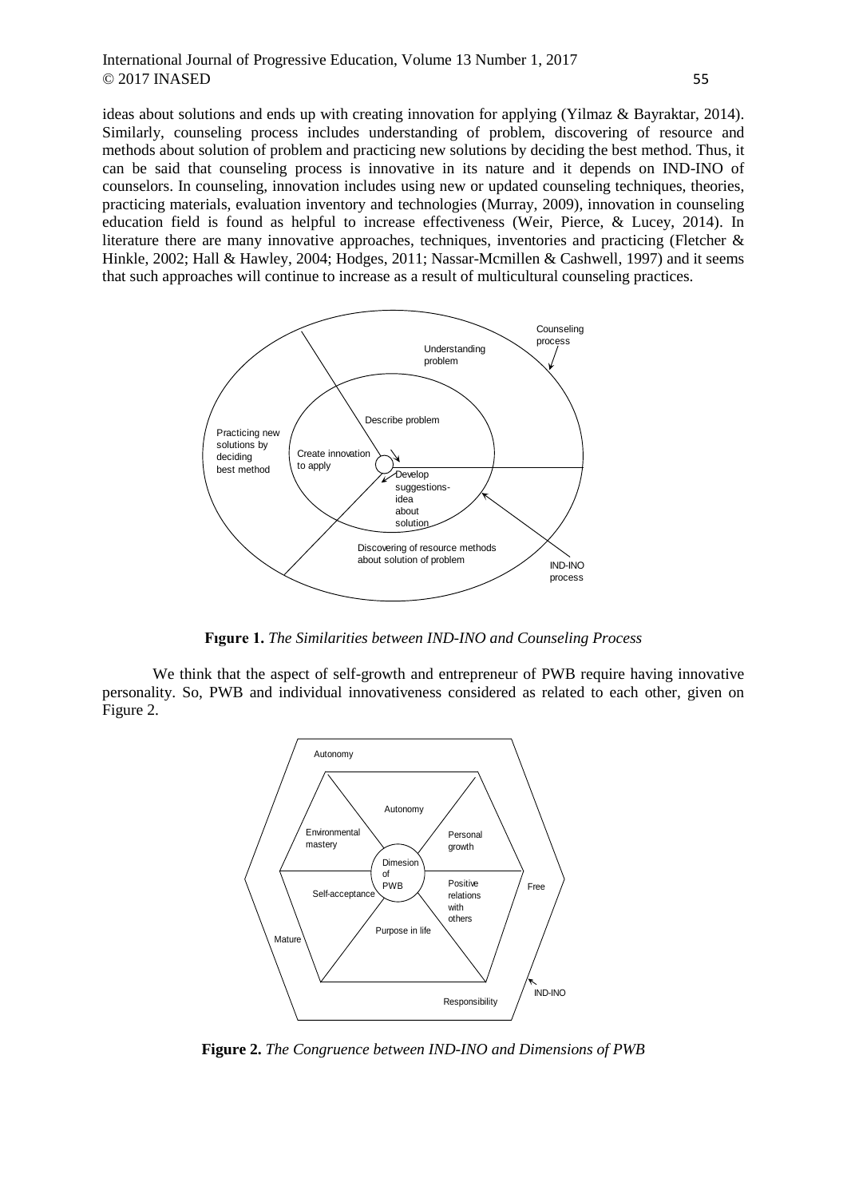ideas about solutions and ends up with creating innovation for applying (Yilmaz & Bayraktar, 2014). Similarly, counseling process includes understanding of problem, discovering of resource and methods about solution of problem and practicing new solutions by deciding the best method. Thus, it can be said that counseling process is innovative in its nature and it depends on IND-INO of counselors. In counseling, innovation includes using new or updated counseling techniques, theories, practicing materials, evaluation inventory and technologies (Murray, 2009), innovation in counseling education field is found as helpful to increase effectiveness (Weir, Pierce, & Lucey, 2014). In literature there are many innovative approaches, techniques, inventories and practicing (Fletcher & Hinkle, 2002; Hall & Hawley, 2004; Hodges, 2011; Nassar-Mcmillen & Cashwell, 1997) and it seems that such approaches will continue to increase as a result of multicultural counseling practices.

**Fıgure 1.** *The Similarities between IND-INO and Counseling Process*

We think that the aspect of self-growth and entrepreneur of PWB require having innovative personality. So, PWB and individual innovativeness considered as related to each other, given on Figure 2.

**Figure 2.** *The Congruence between IND-INO and Dimensions of PWB*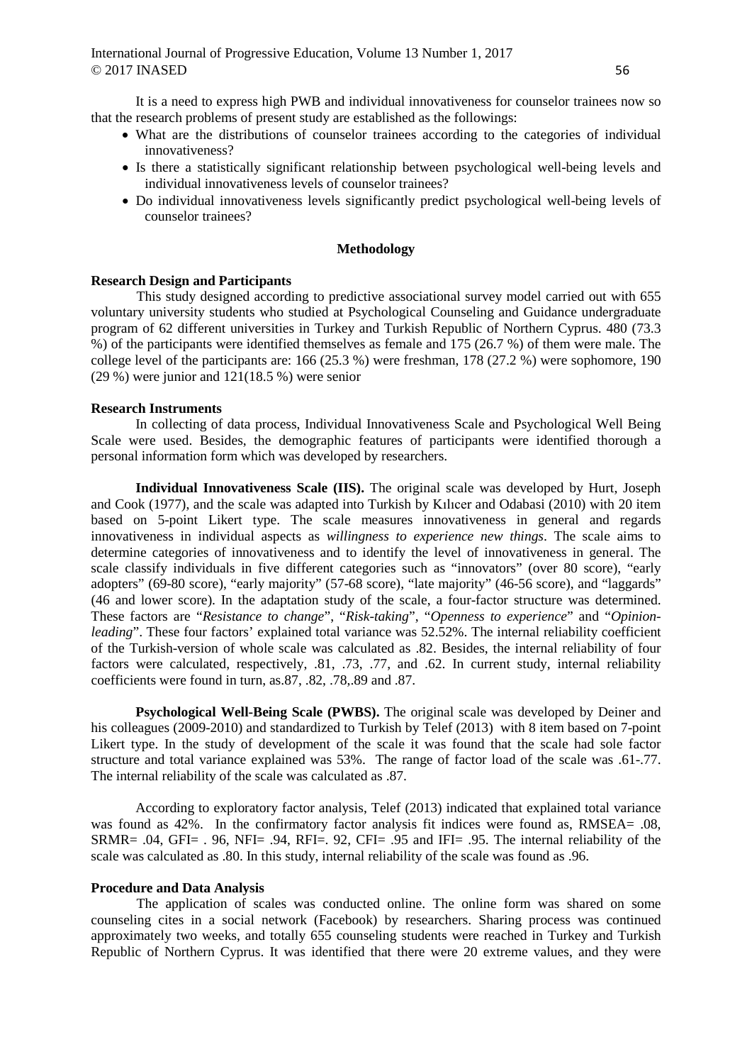It is a need to express high PWB and individual innovativeness for counselor trainees now so that the research problems of present study are established as the followings:

- What are the distributions of counselor trainees according to the categories of individual innovativeness?
- Is there a statistically significant relationship between psychological well-being levels and individual innovativeness levels of counselor trainees?
- Do individual innovativeness levels significantly predict psychological well-being levels of counselor trainees?

## Methodology

### Research Design and Participants

This study designed according to predictive associational survey model carried out with 655 voluntary university students who studied at Psychological Counseling and Guidance undergraduate program of 62 different universities in Turkey and Turkish Republic of Northern Cyprus. 480 (73.3 %) of the participants were identified themselves as female and 175 (26.7 %) of them were male. The college level of the participants are: 166 (25.3 %) were freshman, 178 (27.2 %) were sophomore, 190 (29 %) were junior and 121(18.5 %) were senior

### Research Instruments

In collecting of data process, Individual Innovativeness Scale and Psychological Well Being Scale were used. Besides, the demographic features of participants were identified thorough a personal information form which was developed by researchers.

**Individual Innovativeness Scale (IIS).** The original scale was developed by Hurt, Joseph and Cook (1977), and the scale was adapted into Turkish by Kılıcer and Odabasi (2010) with 20 item based on 5-point Likert type. The scale measures innovativeness in general and regards innovativeness in individual aspects as *willingness to experience new things*. The scale aims to determine categories of innovativeness and to identify the level of innovativeness in general. The scale classify individuals in five different categories such as "innovators" (over 80 score), "early adopters" (69-80 score), "early majority" (57-68 score), "late majority" (46-56 score), and "laggards" (46 and lower score). In the adaptation study of the scale, a four-factor structure was determined. These factors are "*Resistance to change*", "*Risk-taking*", "*Openness to experience*" and "*Opinion-leading*". These four factors' explained total variance was 52.52%. The internal reliability coefficient of the Turkish-version of whole scale was calculated as .82. Besides, the internal reliability of four factors were calculated, respectively, .81, .73, .77, and .62. In current study, internal reliability coefficients were found in turn, as.87, .82, .78,.89 and .87.

**Psychological Well-Being Scale (PWBS).** The original scale was developed by Deiner and his colleagues (2009-2010) and standardized to Turkish by Telef (2013) with 8 item based on 7-point Likert type. In the study of development of the scale it was found that the scale had sole factor structure and total variance explained was 53%. The range of factor load of the scale was .61-.77. The internal reliability of the scale was calculated as .87.

According to exploratory factor analysis, Telef (2013) indicated that explained total variance was found as 42%. In the confirmatory factor analysis fit indices were found as, RMSEA= .08, SRMR= .04, GFI= . 96, NFI= .94, RFI=. 92, CFI= .95 and IFI= .95. The internal reliability of the scale was calculated as .80. In this study, internal reliability of the scale was found as .96.

### Procedure and Data Analysis

The application of scales was conducted online. The online form was shared on some counseling cites in a social network (Facebook) by researchers. Sharing process was continued approximately two weeks, and totally 655 counseling students were reached in Turkey and Turkish Republic of Northern Cyprus. It was identified that there were 20 extreme values, and they were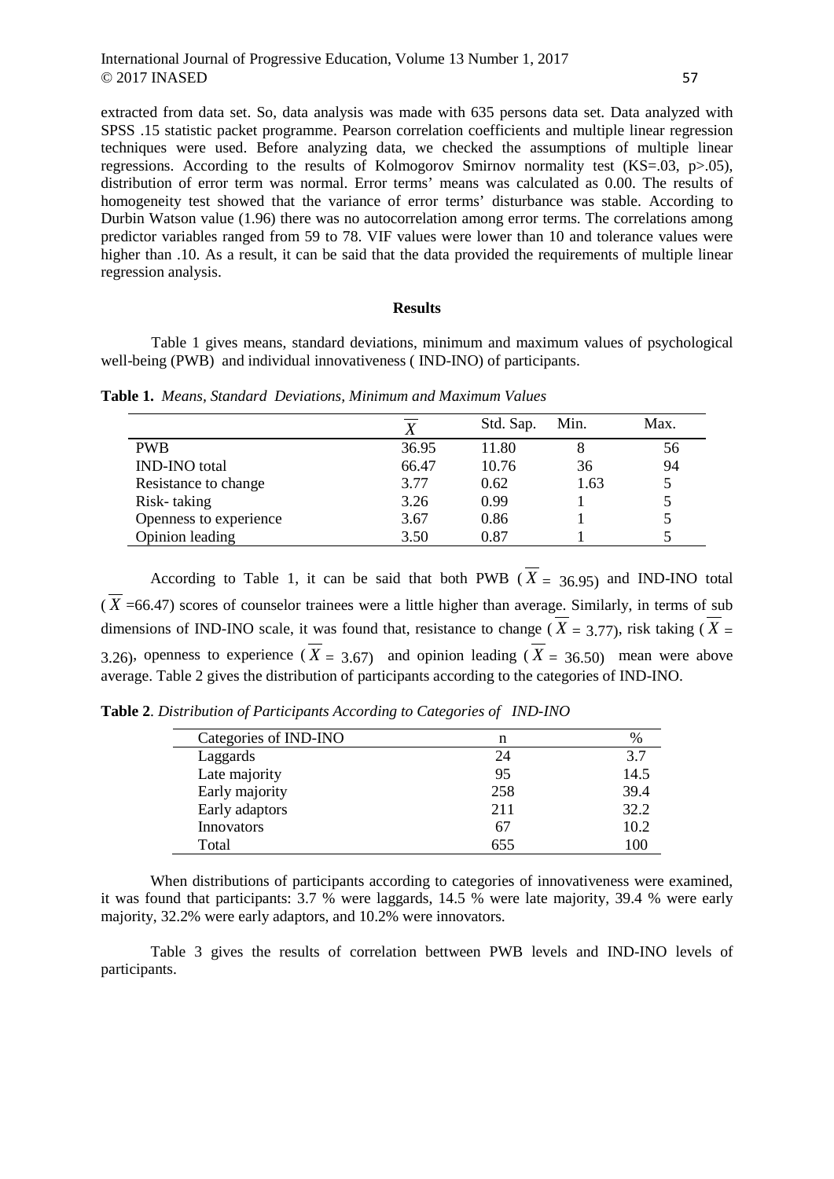extracted from data set. So, data analysis was made with 635 persons data set. Data analyzed with SPSS .15 statistic packet programme. Pearson correlation coefficients and multiple linear regression techniques were used. Before analyzing data, we checked the assumptions of multiple linear regressions. According to the results of Kolmogorov Smirnov normality test (KS=.03, p>.05), distribution of error term was normal. Error terms' means was calculated as 0.00. The results of homogeneity test showed that the variance of error terms' disturbance was stable. According to Durbin Watson value (1.96) there was no autocorrelation among error terms. The correlations among predictor variables ranged from 59 to 78. VIF values were lower than 10 and tolerance values were higher than .10. As a result, it can be said that the data provided the requirements of multiple linear regression analysis.

## Results

Table 1 gives means, standard deviations, minimum and maximum values of psychological well-being (PWB) and individual innovativeness ( IND-INO) of participants.

**Table 1.** *Means, Standard Deviations, Minimum and Maximum Values*

| | $\overline{X}$ | Std. Sap. | Min. | Max. |
|---|---|---|---|---|
| PWB | 36.95 | 11.80 | 8 | 56 |
| IND-INO total | 66.47 | 10.76 | 36 | 94 |
| Resistance to change | 3.77 | 0.62 | 1.63 | 5 |
| Risk- taking | 3.26 | 0.99 | 1 | 5 |
| Openness to experience | 3.67 | 0.86 | 1 | 5 |
| Opinion leading | 3.50 | 0.87 | 1 | 5 |

According to Table 1, it can be said that both PWB ($\overline{X}$ = 36.95) and IND-INO total ($\overline{X}$ =66.47) scores of counselor trainees were a little higher than average. Similarly, in terms of sub dimensions of IND-INO scale, it was found that, resistance to change ($\overline{X}$ = 3.77), risk taking ($\overline{X}$ = 3.26), openness to experience ($\overline{X}$ = 3.67) and opinion leading ($\overline{X}$ = 36.50) mean were above average. Table 2 gives the distribution of participants according to the categories of IND-INO.

**Table 2**. *Distribution of Participants According to Categories of IND-INO*

| Categories of IND-INO | n | % |
|---|---|---|
| Laggards | 24 | 3.7 |
| Late majority | 95 | 14.5 |
| Early majority | 258 | 39.4 |
| Early adaptors | 211 | 32.2 |
| Innovators | 67 | 10.2 |
| Total | 655 | 100 |

When distributions of participants according to categories of innovativeness were examined, it was found that participants: 3.7 % were laggards, 14.5 % were late majority, 39.4 % were early majority, 32.2% were early adaptors, and 10.2% were innovators.

Table 3 gives the results of correlation bettween PWB levels and IND-INO levels of participants.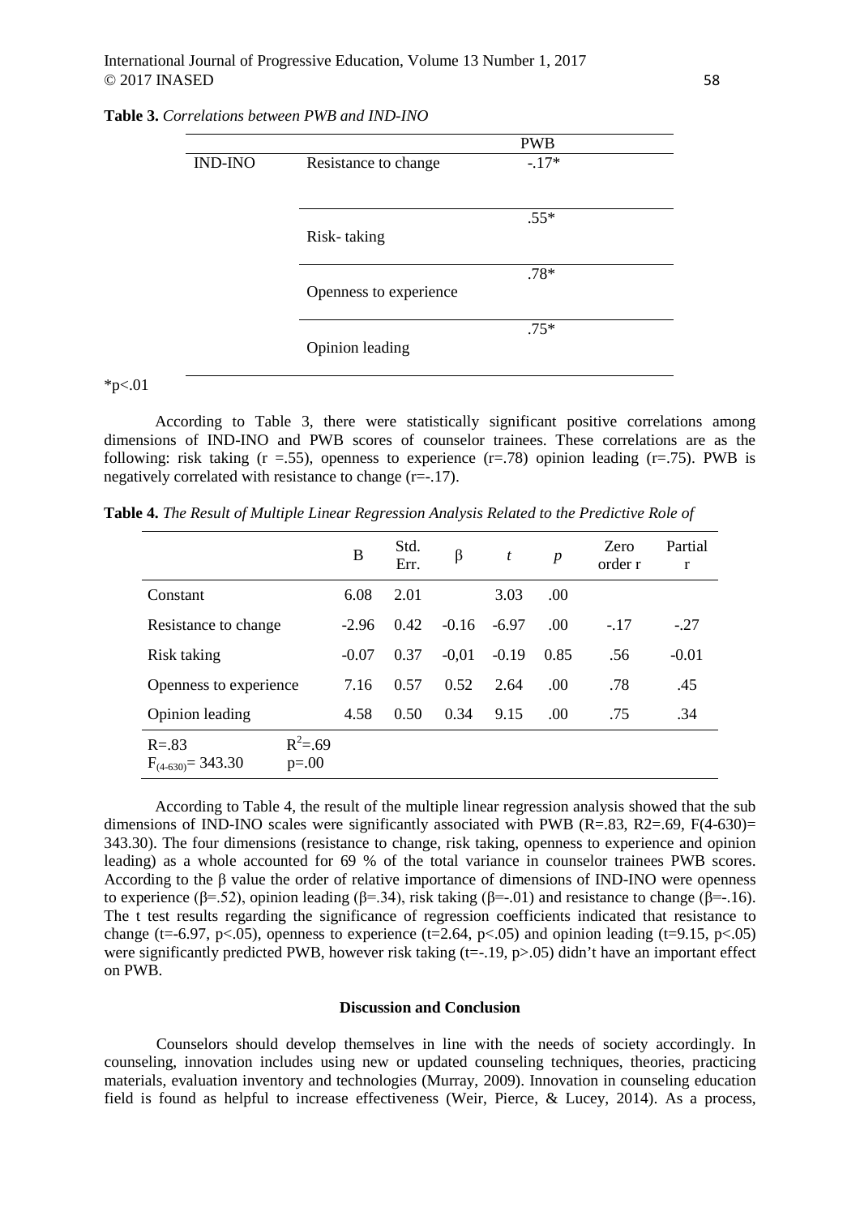**Table 3.** *Correlations between PWB and IND-INO*

| | | PWB |
|---|---|---|
| IND-INO | Resistance to change | -.17* |
| | Risk- taking | .55* |
| | Openness to experience | .78* |
| | Opinion leading | .75* |

*p<.01

According to Table 3, there were statistically significant positive correlations among dimensions of IND-INO and PWB scores of counselor trainees. These correlations are as the following: risk taking (r =.55), openness to experience (r=.78) opinion leading (r=.75). PWB is negatively correlated with resistance to change (r=-.17).

**Table 4.** *The Result of Multiple Linear Regression Analysis Related to the Predictive Role of*

| | B | Std. Err. | β | *t* | *p* | Zero order r | Partial r |
|---|---|---|---|---|---|---|---|
| Constant | 6.08 | 2.01 | | 3.03 | .00 | | |
| Resistance to change | -2.96 | 0.42 | -0.16 | -6.97 | .00 | -.17 | -.27 |
| Risk taking | -0.07 | 0.37 | -0,01 | -0.19 | 0.85 | .56 | -0.01 |
| Openness to experience | 7.16 | 0.57 | 0.52 | 2.64 | .00 | .78 | .45 |
| Opinion leading | 4.58 | 0.50 | 0.34 | 9.15 | .00 | .75 | .34 |
| R=.83 $F_{(4\text{-}630)}$= 343.30 | $R^2$=.69 p=.00 | | | | | | |

According to Table 4, the result of the multiple linear regression analysis showed that the sub dimensions of IND-INO scales were significantly associated with PWB (R=.83, R2=.69, F(4-630)= 343.30). The four dimensions (resistance to change, risk taking, openness to experience and opinion leading) as a whole accounted for 69 % of the total variance in counselor trainees PWB scores. According to the β value the order of relative importance of dimensions of IND-INO were openness to experience (β=.52), opinion leading (β=.34), risk taking (β=-.01) and resistance to change (β=-.16). The t test results regarding the significance of regression coefficients indicated that resistance to change (t=-6.97, p<.05), openness to experience (t=2.64, p<.05) and opinion leading (t=9.15, p<.05) were significantly predicted PWB, however risk taking (t=-.19, p>.05) didn't have an important effect on PWB.

## Discussion and Conclusion

Counselors should develop themselves in line with the needs of society accordingly. In counseling, innovation includes using new or updated counseling techniques, theories, practicing materials, evaluation inventory and technologies (Murray, 2009). Innovation in counseling education field is found as helpful to increase effectiveness (Weir, Pierce, & Lucey, 2014). As a process,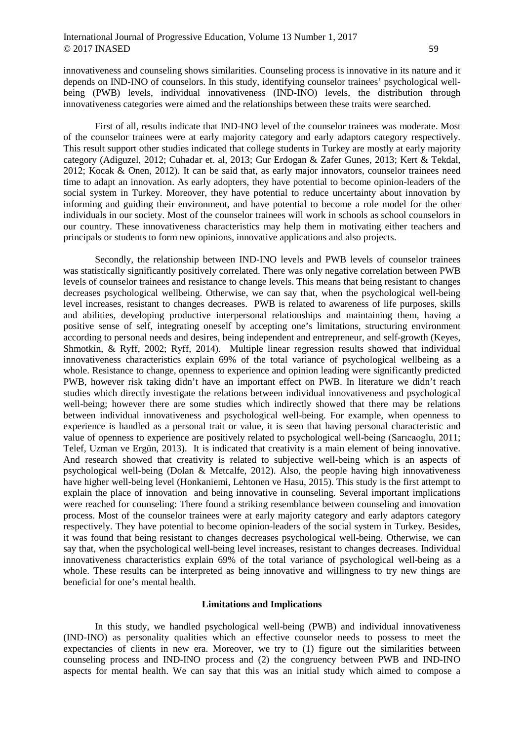innovativeness and counseling shows similarities. Counseling process is innovative in its nature and it depends on IND-INO of counselors. In this study, identifying counselor trainees' psychological well-being (PWB) levels, individual innovativeness (IND-INO) levels, the distribution through innovativeness categories were aimed and the relationships between these traits were searched.

First of all, results indicate that IND-INO level of the counselor trainees was moderate. Most of the counselor trainees were at early majority category and early adaptors category respectively. This result support other studies indicated that college students in Turkey are mostly at early majority category (Adiguzel, 2012; Cuhadar et. al, 2013; Gur Erdogan & Zafer Gunes, 2013; Kert & Tekdal, 2012; Kocak & Onen, 2012). It can be said that, as early major innovators, counselor trainees need time to adapt an innovation. As early adopters, they have potential to become opinion-leaders of the social system in Turkey. Moreover, they have potential to reduce uncertainty about innovation by informing and guiding their environment, and have potential to become a role model for the other individuals in our society. Most of the counselor trainees will work in schools as school counselors in our country. These innovativeness characteristics may help them in motivating either teachers and principals or students to form new opinions, innovative applications and also projects.

Secondly, the relationship between IND-INO levels and PWB levels of counselor trainees was statistically significantly positively correlated. There was only negative correlation between PWB levels of counselor trainees and resistance to change levels. This means that being resistant to changes decreases psychological wellbeing. Otherwise, we can say that, when the psychological well-being level increases, resistant to changes decreases. PWB is related to awareness of life purposes, skills and abilities, developing productive interpersonal relationships and maintaining them, having a positive sense of self, integrating oneself by accepting one's limitations, structuring environment according to personal needs and desires, being independent and entrepreneur, and self-growth (Keyes, Shmotkin, & Ryff, 2002; Ryff, 2014). Multiple linear regression results showed that individual innovativeness characteristics explain 69% of the total variance of psychological wellbeing as a whole. Resistance to change, openness to experience and opinion leading were significantly predicted PWB, however risk taking didn't have an important effect on PWB. In literature we didn't reach studies which directly investigate the relations between individual innovativeness and psychological well-being; however there are some studies which indirectly showed that there may be relations between individual innovativeness and psychological well-being. For example, when openness to experience is handled as a personal trait or value, it is seen that having personal characteristic and value of openness to experience are positively related to psychological well-being (Sarıcaoglu, 2011; Telef, Uzman ve Ergün, 2013). It is indicated that creativity is a main element of being innovative. And research showed that creativity is related to subjective well-being which is an aspects of psychological well-being (Dolan & Metcalfe, 2012). Also, the people having high innovativeness have higher well-being level (Honkaniemi, Lehtonen ve Hasu, 2015). This study is the first attempt to explain the place of innovation and being innovative in counseling. Several important implications were reached for counseling: There found a striking resemblance between counseling and innovation process. Most of the counselor trainees were at early majority category and early adaptors category respectively. They have potential to become opinion-leaders of the social system in Turkey. Besides, it was found that being resistant to changes decreases psychological well-being. Otherwise, we can say that, when the psychological well-being level increases, resistant to changes decreases. Individual innovativeness characteristics explain 69% of the total variance of psychological well-being as a whole. These results can be interpreted as being innovative and willingness to try new things are beneficial for one's mental health.

**Limitations and Implications**

In this study, we handled psychological well-being (PWB) and individual innovativeness (IND-INO) as personality qualities which an effective counselor needs to possess to meet the expectancies of clients in new era. Moreover, we try to (1) figure out the similarities between counseling process and IND-INO process and (2) the congruency between PWB and IND-INO aspects for mental health. We can say that this was an initial study which aimed to compose a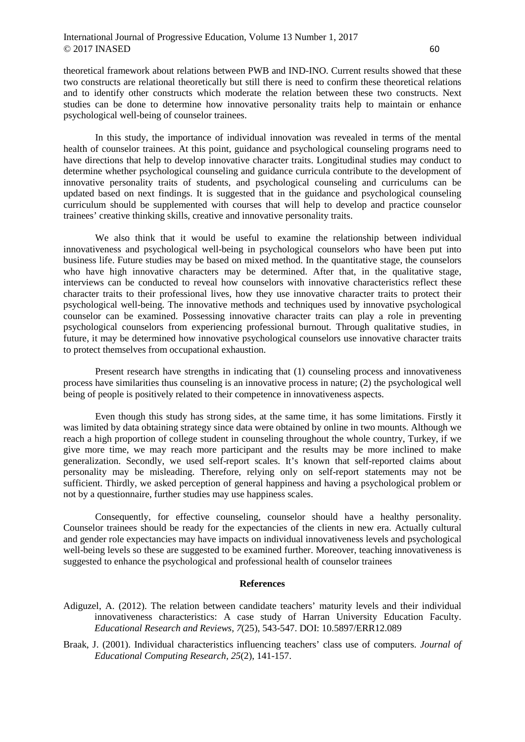theoretical framework about relations between PWB and IND-INO. Current results showed that these two constructs are relational theoretically but still there is need to confirm these theoretical relations and to identify other constructs which moderate the relation between these two constructs. Next studies can be done to determine how innovative personality traits help to maintain or enhance psychological well-being of counselor trainees.

In this study, the importance of individual innovation was revealed in terms of the mental health of counselor trainees. At this point, guidance and psychological counseling programs need to have directions that help to develop innovative character traits. Longitudinal studies may conduct to determine whether psychological counseling and guidance curricula contribute to the development of innovative personality traits of students, and psychological counseling and curriculums can be updated based on next findings. It is suggested that in the guidance and psychological counseling curriculum should be supplemented with courses that will help to develop and practice counselor trainees' creative thinking skills, creative and innovative personality traits.

We also think that it would be useful to examine the relationship between individual innovativeness and psychological well-being in psychological counselors who have been put into business life. Future studies may be based on mixed method. In the quantitative stage, the counselors who have high innovative characters may be determined. After that, in the qualitative stage, interviews can be conducted to reveal how counselors with innovative characteristics reflect these character traits to their professional lives, how they use innovative character traits to protect their psychological well-being. The innovative methods and techniques used by innovative psychological counselor can be examined. Possessing innovative character traits can play a role in preventing psychological counselors from experiencing professional burnout. Through qualitative studies, in future, it may be determined how innovative psychological counselors use innovative character traits to protect themselves from occupational exhaustion.

Present research have strengths in indicating that (1) counseling process and innovativeness process have similarities thus counseling is an innovative process in nature; (2) the psychological well being of people is positively related to their competence in innovativeness aspects.

Even though this study has strong sides, at the same time, it has some limitations. Firstly it was limited by data obtaining strategy since data were obtained by online in two mounts. Although we reach a high proportion of college student in counseling throughout the whole country, Turkey, if we give more time, we may reach more participant and the results may be more inclined to make generalization. Secondly, we used self-report scales. It's known that self-reported claims about personality may be misleading. Therefore, relying only on self-report statements may not be sufficient. Thirdly, we asked perception of general happiness and having a psychological problem or not by a questionnaire, further studies may use happiness scales.

Consequently, for effective counseling, counselor should have a healthy personality. Counselor trainees should be ready for the expectancies of the clients in new era. Actually cultural and gender role expectancies may have impacts on individual innovativeness levels and psychological well-being levels so these are suggested to be examined further. Moreover, teaching innovativeness is suggested to enhance the psychological and professional health of counselor trainees

## References

Adiguzel, A. (2012). The relation between candidate teachers' maturity levels and their individual innovativeness characteristics: A case study of Harran University Education Faculty. *Educational Research and Reviews, 7*(25), 543-547. DOI: 10.5897/ERR12.089

Braak, J. (2001). Individual characteristics influencing teachers' class use of computers. *Journal of Educational Computing Research, 25*(2), 141-157.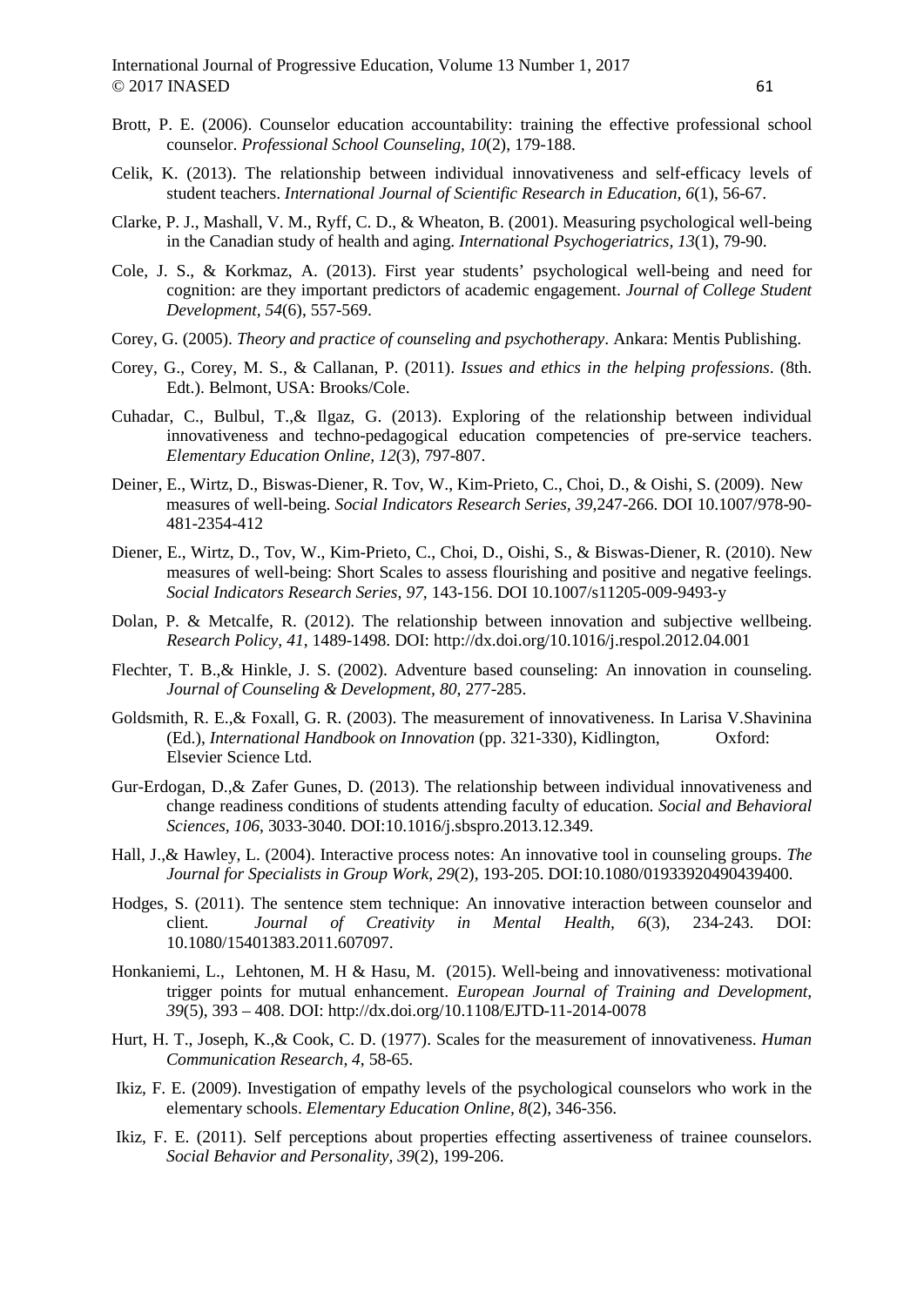Brott, P. E. (2006). Counselor education accountability: training the effective professional school counselor. *Professional School Counseling, 10*(2), 179-188.

Celik, K. (2013). The relationship between individual innovativeness and self-efficacy levels of student teachers. *International Journal of Scientific Research in Education, 6*(1), 56-67.

Clarke, P. J., Mashall, V. M., Ryff, C. D., & Wheaton, B. (2001). Measuring psychological well-being in the Canadian study of health and aging. *International Psychogeriatrics, 13*(1), 79-90.

Cole, J. S., & Korkmaz, A. (2013). First year students' psychological well-being and need for cognition: are they important predictors of academic engagement. *Journal of College Student Development, 54*(6), 557-569.

Corey, G. (2005). *Theory and practice of counseling and psychotherapy*. Ankara: Mentis Publishing.

Corey, G., Corey, M. S., & Callanan, P. (2011). *Issues and ethics in the helping professions*. (8th. Edt.). Belmont, USA: Brooks/Cole.

Cuhadar, C., Bulbul, T.,& Ilgaz, G. (2013). Exploring of the relationship between individual innovativeness and techno-pedagogical education competencies of pre-service teachers. *Elementary Education Online, 12*(3), 797-807.

Deiner, E., Wirtz, D., Biswas-Diener, R. Tov, W., Kim-Prieto, C., Choi, D., & Oishi, S. (2009). New measures of well-being. *Social Indicators Research Series, 39*,247-266. DOI 10.1007/978-90-481-2354-412

Diener, E., Wirtz, D., Tov, W., Kim-Prieto, C., Choi, D., Oishi, S., & Biswas-Diener, R. (2010). New measures of well-being: Short Scales to assess flourishing and positive and negative feelings. *Social Indicators Research Series, 97*, 143-156. DOI 10.1007/s11205-009-9493-y

Dolan, P. & Metcalfe, R. (2012). The relationship between innovation and subjective wellbeing. *Research Policy, 41*, 1489-1498. DOI: http://dx.doi.org/10.1016/j.respol.2012.04.001

Flechter, T. B.,& Hinkle, J. S. (2002). Adventure based counseling: An innovation in counseling. *Journal of Counseling & Development, 80*, 277-285.

Goldsmith, R. E.,& Foxall, G. R. (2003). The measurement of innovativeness. In Larisa V.Shavinina (Ed.), *International Handbook on Innovation* (pp. 321-330), Kidlington, Oxford: Elsevier Science Ltd.

Gur-Erdogan, D.,& Zafer Gunes, D. (2013). The relationship between individual innovativeness and change readiness conditions of students attending faculty of education. *Social and Behavioral Sciences, 106*, 3033-3040. DOI:10.1016/j.sbspro.2013.12.349.

Hall, J.,& Hawley, L. (2004). Interactive process notes: An innovative tool in counseling groups. *The Journal for Specialists in Group Work, 29*(2), 193-205. DOI:10.1080/01933920490439400.

Hodges, S. (2011). The sentence stem technique: An innovative interaction between counselor and client. *Journal of Creativity in Mental Health, 6*(3), 234-243. DOI: 10.1080/15401383.2011.607097.

Honkaniemi, L., Lehtonen, M. H & Hasu, M. (2015). Well-being and innovativeness: motivational trigger points for mutual enhancement. *European Journal of Training and Development, 39*(5), 393 – 408. DOI: http://dx.doi.org/10.1108/EJTD-11-2014-0078

Hurt, H. T., Joseph, K.,& Cook, C. D. (1977). Scales for the measurement of innovativeness. *Human Communication Research, 4*, 58-65.

Ikiz, F. E. (2009). Investigation of empathy levels of the psychological counselors who work in the elementary schools. *Elementary Education Online, 8*(2), 346-356.

Ikiz, F. E. (2011). Self perceptions about properties effecting assertiveness of trainee counselors. *Social Behavior and Personality, 39*(2), 199-206.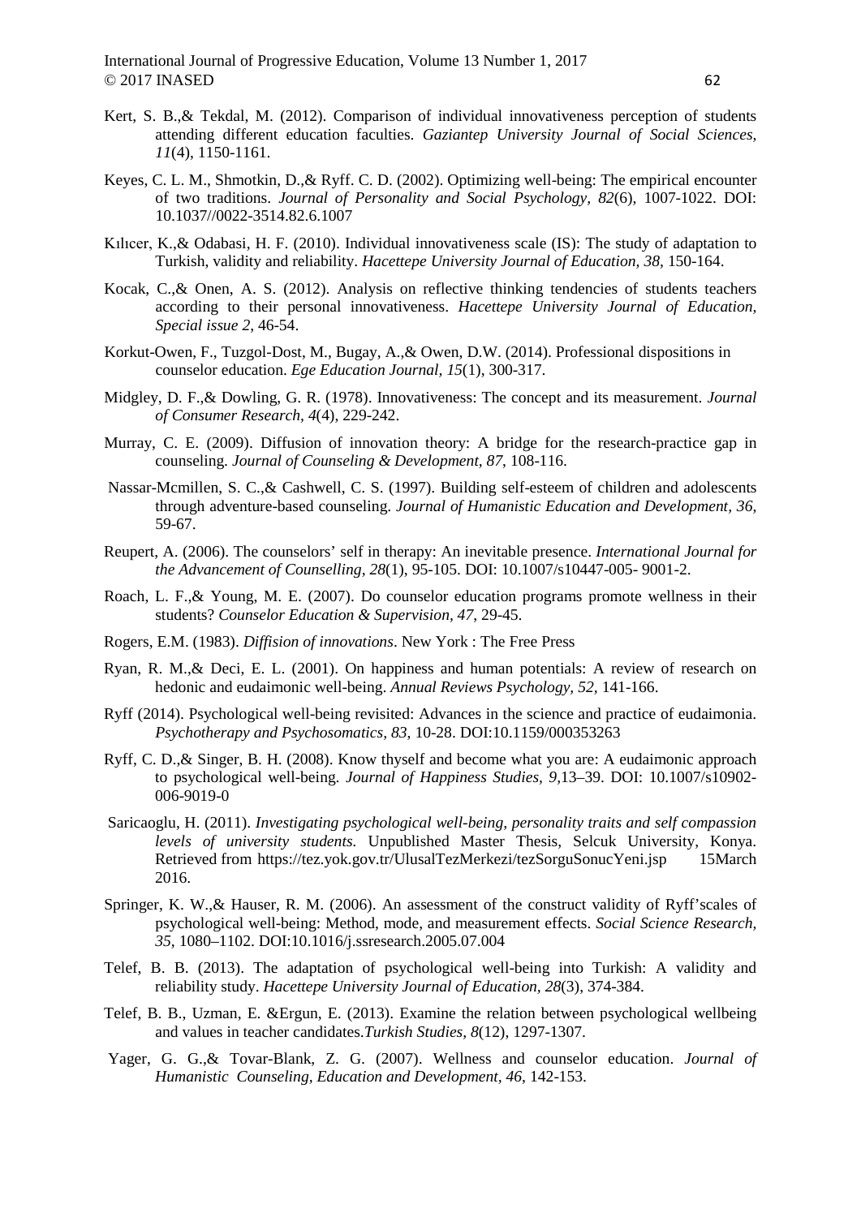Kert, S. B.,& Tekdal, M. (2012). Comparison of individual innovativeness perception of students attending different education faculties. *Gaziantep University Journal of Social Sciences, 11*(4), 1150-1161.

Keyes, C. L. M., Shmotkin, D.,& Ryff. C. D. (2002). Optimizing well-being: The empirical encounter of two traditions. *Journal of Personality and Social Psychology, 82*(6), 1007-1022. DOI: 10.1037//0022-3514.82.6.1007

Kılıcer, K.,& Odabasi, H. F. (2010). Individual innovativeness scale (IS): The study of adaptation to Turkish, validity and reliability. *Hacettepe University Journal of Education, 38*, 150-164.

Kocak, C.,& Onen, A. S. (2012). Analysis on reflective thinking tendencies of students teachers according to their personal innovativeness. *Hacettepe University Journal of Education, Special issue 2*, 46-54.

Korkut-Owen, F., Tuzgol-Dost, M., Bugay, A.,& Owen, D.W. (2014). Professional dispositions in counselor education. *Ege Education Journal, 15*(1), 300-317.

Midgley, D. F.,& Dowling, G. R. (1978). Innovativeness: The concept and its measurement. *Journal of Consumer Research, 4*(4), 229-242.

Murray, C. E. (2009). Diffusion of innovation theory: A bridge for the research-practice gap in counseling. *Journal of Counseling & Development, 87*, 108-116.

Nassar-Mcmillen, S. C.,& Cashwell, C. S. (1997). Building self-esteem of children and adolescents through adventure-based counseling. *Journal of Humanistic Education and Development, 36*, 59-67.

Reupert, A. (2006). The counselors' self in therapy: An inevitable presence. *International Journal for the Advancement of Counselling, 28*(1), 95-105. DOI: 10.1007/s10447-005- 9001-2.

Roach, L. F.,& Young, M. E. (2007). Do counselor education programs promote wellness in their students? *Counselor Education & Supervision, 47*, 29-45.

Rogers, E.M. (1983). *Diffision of innovations*. New York : The Free Press

Ryan, R. M.,& Deci, E. L. (2001). On happiness and human potentials: A review of research on hedonic and eudaimonic well-being. *Annual Reviews Psychology, 52*, 141-166.

Ryff (2014). Psychological well-being revisited: Advances in the science and practice of eudaimonia. *Psychotherapy and Psychosomatics, 83*, 10-28. DOI:10.1159/000353263

Ryff, C. D.,& Singer, B. H. (2008). Know thyself and become what you are: A eudaimonic approach to psychological well-being. *Journal of Happiness Studies, 9*,13–39. DOI: 10.1007/s10902-006-9019-0

Saricaoglu, H. (2011). *Investigating psychological well-being, personality traits and self compassion levels of university students*. Unpublished Master Thesis, Selcuk University, Konya. Retrieved from https://tez.yok.gov.tr/UlusalTezMerkezi/tezSorguSonucYeni.jsp 15March 2016.

Springer, K. W.,& Hauser, R. M. (2006). An assessment of the construct validity of Ryff'scales of psychological well-being: Method, mode, and measurement effects. *Social Science Research, 35*, 1080–1102. DOI:10.1016/j.ssresearch.2005.07.004

Telef, B. B. (2013). The adaptation of psychological well-being into Turkish: A validity and reliability study. *Hacettepe University Journal of Education, 28*(3), 374-384.

Telef, B. B., Uzman, E. &Ergun, E. (2013). Examine the relation between psychological wellbeing and values in teacher candidates.*Turkish Studies, 8*(12), 1297-1307.

Yager, G. G.,& Tovar-Blank, Z. G. (2007). Wellness and counselor education. *Journal of Humanistic Counseling, Education and Development, 46*, 142-153.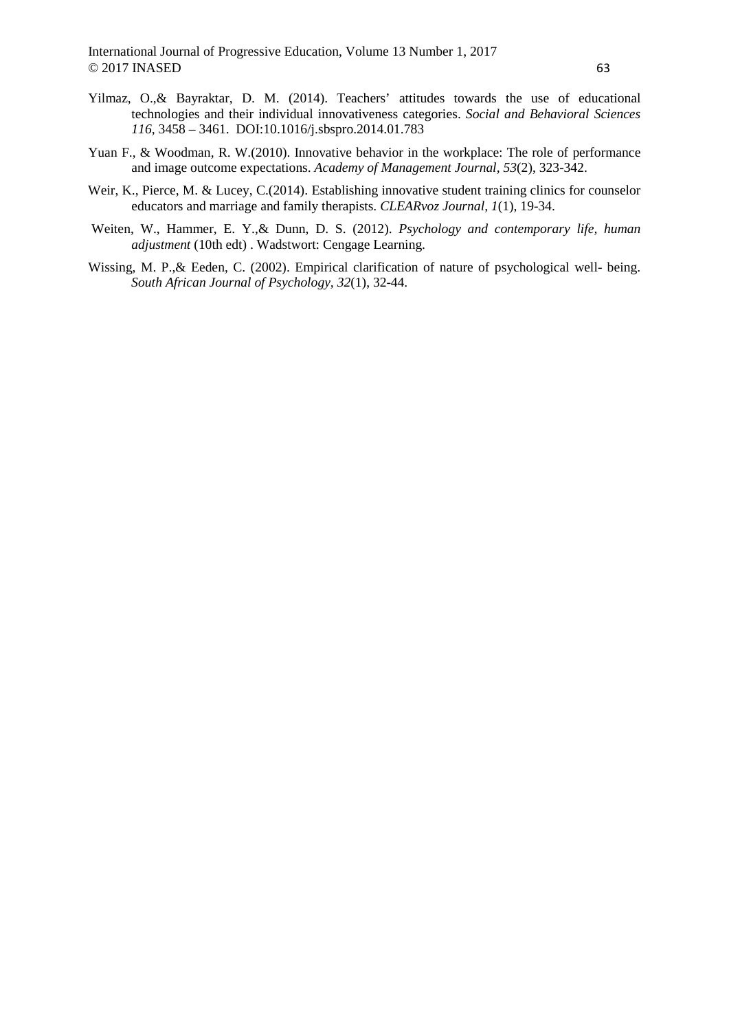Yilmaz, O.,& Bayraktar, D. M. (2014). Teachers' attitudes towards the use of educational technologies and their individual innovativeness categories. *Social and Behavioral Sciences 116*, 3458 – 3461. DOI:10.1016/j.sbspro.2014.01.783

Yuan F., & Woodman, R. W.(2010). Innovative behavior in the workplace: The role of performance and image outcome expectations. *Academy of Management Journal, 53*(2), 323-342.

Weir, K., Pierce, M. & Lucey, C.(2014). Establishing innovative student training clinics for counselor educators and marriage and family therapists. *CLEARvoz Journal, 1*(1), 19-34.

Weiten, W., Hammer, E. Y.,& Dunn, D. S. (2012). *Psychology and contemporary life, human adjustment* (10th edt) . Wadstwort: Cengage Learning.

Wissing, M. P.,& Eeden, C. (2002). Empirical clarification of nature of psychological well- being. *South African Journal of Psychology, 32*(1), 32-44.